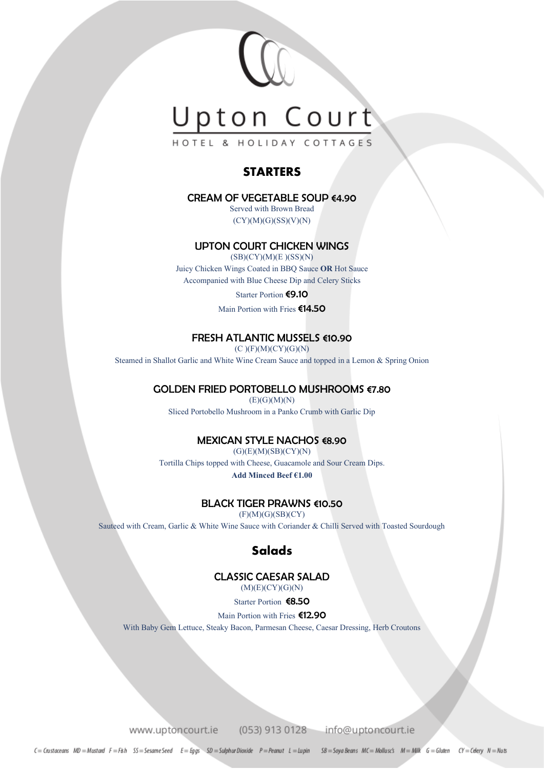# Upton Court

HOTEL & HOLIDAY COTTAGES

## STARTERS

### CREAM OF VEGETABLE SOUP €4.90

Served with Brown Bread

(CY)(M)(G)(SS)(V)(N)

### UPTON COURT CHICKEN WINGS

(SB)(CY)(M)(E )(SS)(N)

Juicy Chicken Wings Coated in BBQ Sauce **OR** Hot Sauce

Accompanied with Blue Cheese Dip and Celery Sticks

Starter Portion **€9.10**

Main Portion with Fries **€14.50**

### FRESH ATLANTIC MUSSELS €10.90

(C )(F)(M)(CY)(G)(N)

Steamed in Shallot Garlic and White Wine Cream Sauce and topped in a Lemon & Spring Onion

### GOLDEN FRIED PORTOBELLO MUSHROOMS €7.80

(E)(G)(M)(N)

Sliced Portobello Mushroom in a Panko Crumb with Garlic Dip

### MEXICAN STYLE NACHOS €8.90

(G)(E)(M)(SB)(CY)(N)

Tortilla Chips topped with Cheese, Guacamole and Sour Cream Dips.

**Add Minced Beef €1.00**

### BLACK TIGER PRAWNS €10.50

(F)(M)(G)(SB)(CY)

Sauteed with Cream, Garlic & White Wine Sauce with Coriander & Chilli Served with Toasted Sourdough

## Salads

### CLASSIC CAESAR SALAD

(M)(E)(CY)(G)(N)

Starter Portion **€8.50**

Main Portion with Fries **€12.90**

With Baby Gem Lettuce, Steaky Bacon, Parmesan Cheese, Caesar Dressing, Herb Croutons

www.uptoncourt.ie (053) 913 0128 info@uptoncourt.ie

C = Crustaceans MD = Mustard F = Fish SS = Sesame Seed E = Eggs SD = Sulphur Dioxide P = Peanut L = Lupin SB = Soya Beans MC = Molluscs M = Milk G = Gluten CY = Celery N = Nuts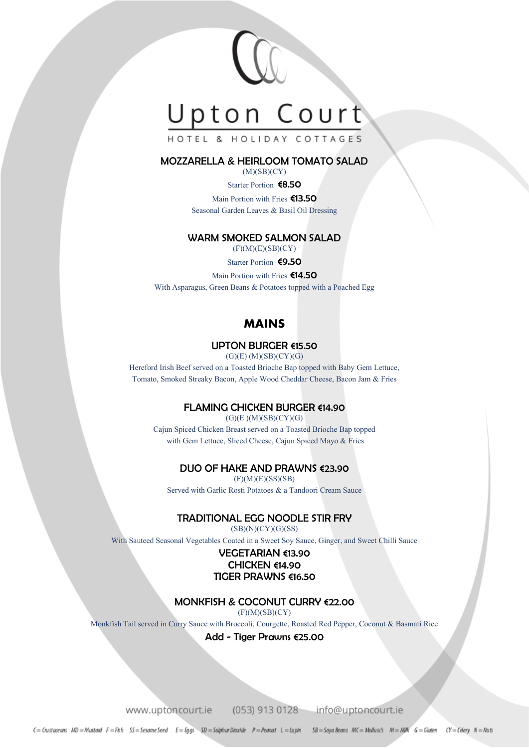# Upton Court

HOTEL & HOLIDAY COTTAGES

### MOZZARELLA & HEIRLOOM TOMATO SALAD

(M)(SB)(CY)

Starter Portion **€8.50**

Main Portion with Fries **€13.50**

Seasonal Garden Leaves & Basil Oil Dressing

### WARM SMOKED SALMON SALAD

(F)(M)(E)(SB)(CY)

Starter Portion **€9.50**

Main Portion with Fries **€14.50**

With Asparagus, Green Beans & Potatoes topped with a Poached Egg

## MAINS

### UPTON BURGER €15.50

(G)(E) (M)(SB)(CY)(G)

Hereford Irish Beef served on a Toasted Brioche Bap topped with Baby Gem Lettuce, Tomato, Smoked Streaky Bacon, Apple Wood Cheddar Cheese, Bacon Jam & Fries

### FLAMING CHICKEN BURGER €14.90

(G)(E )(M)(SB)(CY)(G)

Cajun Spiced Chicken Breast served on a Toasted Brioche Bap topped with Gem Lettuce, Sliced Cheese, Cajun Spiced Mayo & Fries

### DUO OF HAKE AND PRAWNS €23.90

(F)(M)(E)(SS)(SB)

Served with Garlic Rosti Potatoes & a Tandoori Cream Sauce

### TRADITIONAL EGG NOODLE STIR FRY

(SB)(N)(CY)(G)(SS)

With Sauteed Seasonal Vegetables Coated in a Sweet Soy Sauce, Ginger, and Sweet Chilli Sauce

**VEGETARIAN €13.90**
**CHICKEN €14.90**
**TIGER PRAWNS €16.50**

### MONKFISH & COCONUT CURRY €22.00

(F)(M)(SB)(CY)

Monkfish Tail served in Curry Sauce with Broccoli, Courgette, Roasted Red Pepper, Coconut & Basmati Rice

**Add - Tiger Prawns €25.00**

www.uptoncourt.ie (053) 913 0128 info@uptoncourt.ie

C = Crustaceans MD = Mustard F = Fish SS = Sesame Seed E = Eggs SD = Sulphur Dioxide P = Peanut L = Lupin SB = Soya Beans MC = Molluscs M = Milk G = Gluten CY = Celery N = Nuts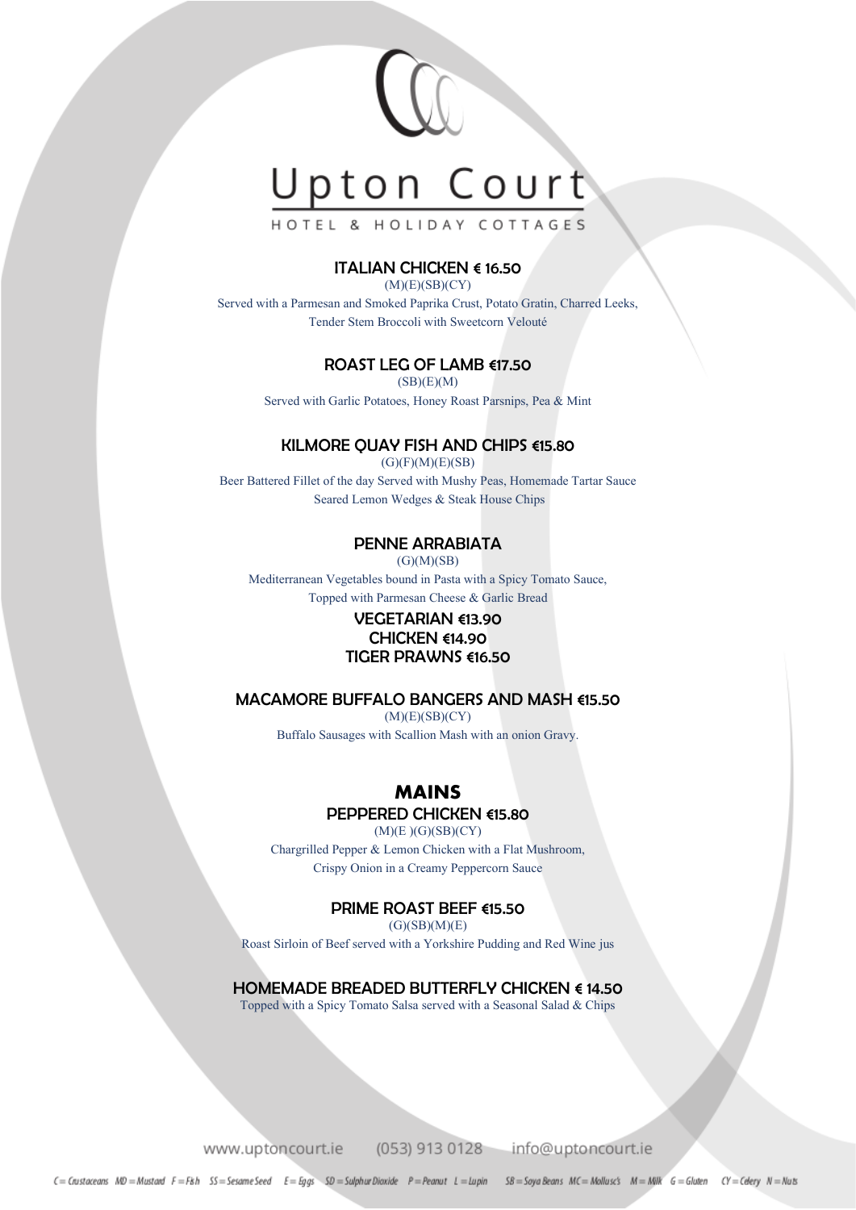# Upton Court

HOTEL & HOLIDAY COTTAGES

### ITALIAN CHICKEN € 16.50

(M)(E)(SB)(CY)

Served with a Parmesan and Smoked Paprika Crust, Potato Gratin, Charred Leeks, Tender Stem Broccoli with Sweetcorn Velouté

### ROAST LEG OF LAMB €17.50

(SB)(E)(M)

Served with Garlic Potatoes, Honey Roast Parsnips, Pea & Mint

### KILMORE QUAY FISH AND CHIPS €15.80

(G)(F)(M)(E)(SB)

Beer Battered Fillet of the day Served with Mushy Peas, Homemade Tartar Sauce Seared Lemon Wedges & Steak House Chips

### PENNE ARRABIATA

(G)(M)(SB)

Mediterranean Vegetables bound in Pasta with a Spicy Tomato Sauce, Topped with Parmesan Cheese & Garlic Bread

**VEGETARIAN €13.90**
**CHICKEN €14.90**
**TIGER PRAWNS €16.50**

### MACAMORE BUFFALO BANGERS AND MASH €15.50

(M)(E)(SB)(CY)

Buffalo Sausages with Scallion Mash with an onion Gravy.

## MAINS

### PEPPERED CHICKEN €15.80

(M)(E )(G)(SB)(CY)

Chargrilled Pepper & Lemon Chicken with a Flat Mushroom, Crispy Onion in a Creamy Peppercorn Sauce

### PRIME ROAST BEEF €15.50

(G)(SB)(M)(E)

Roast Sirloin of Beef served with a Yorkshire Pudding and Red Wine jus

### HOMEMADE BREADED BUTTERFLY CHICKEN € 14.50

Topped with a Spicy Tomato Salsa served with a Seasonal Salad & Chips

www.uptoncourt.ie (053) 913 0128 info@uptoncourt.ie

C = Crustaceans MD = Mustard F = Fish SS = Sesame Seed E = Eggs SD = Sulphur Dioxide P = Peanut L = Lupin SB = Soya Beans MC = Molluscs M = Milk G = Gluten CY = Celery N = Nuts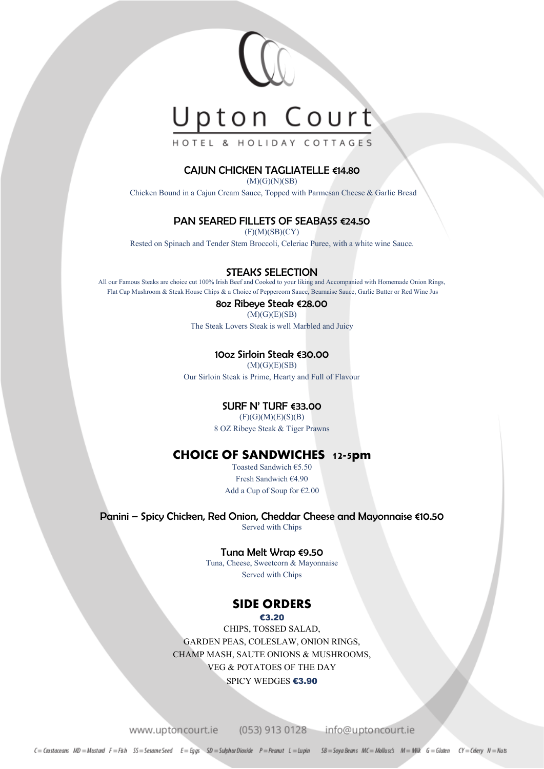# Upton Court

HOTEL & HOLIDAY COTTAGES

### CAJUN CHICKEN TAGLIATELLE €14.80

(M)(G)(N)(SB)

Chicken Bound in a Cajun Cream Sauce, Topped with Parmesan Cheese & Garlic Bread

### PAN SEARED FILLETS OF SEABASS €24.50

(F)(M)(SB)(CY)

Rested on Spinach and Tender Stem Broccoli, Celeriac Puree, with a white wine Sauce.

### STEAKS SELECTION

All our Famous Steaks are choice cut 100% Irish Beef and Cooked to your liking and Accompanied with Homemade Onion Rings, Flat Cap Mushroom & Steak House Chips & a Choice of Peppercorn Sauce, Bearnaise Sauce, Garlic Butter or Red Wine Jus

#### 8oz Ribeye Steak €28.00

(M)(G)(E)(SB)

The Steak Lovers Steak is well Marbled and Juicy

#### 10oz Sirloin Steak €30.00

(M)(G)(E)(SB)

Our Sirloin Steak is Prime, Hearty and Full of Flavour

#### SURF N' TURF €33.00

(F)(G)(M)(E)(S)(B)

8 OZ Ribeye Steak & Tiger Prawns

## CHOICE OF SANDWICHES 12-5pm

Toasted Sandwich €5.50

Fresh Sandwich €4.90

Add a Cup of Soup for €2.00

#### Panini – Spicy Chicken, Red Onion, Cheddar Cheese and Mayonnaise €10.50

Served with Chips

#### Tuna Melt Wrap €9.50

Tuna, Cheese, Sweetcorn & Mayonnaise

Served with Chips

## SIDE ORDERS

**€3.20**

CHIPS, TOSSED SALAD,
GARDEN PEAS, COLESLAW, ONION RINGS,
CHAMP MASH, SAUTE ONIONS & MUSHROOMS,
VEG & POTATOES OF THE DAY

SPICY WEDGES **€3.90**

www.uptoncourt.ie (053) 913 0128 info@uptoncourt.ie

C = Crustaceans MD = Mustard F = Fish SS = Sesame Seed E = Eggs SD = Sulphur Dioxide P = Peanut L = Lupin SB = Soya Beans MC = Molluscs M = Milk G = Gluten CY = Celery N = Nuts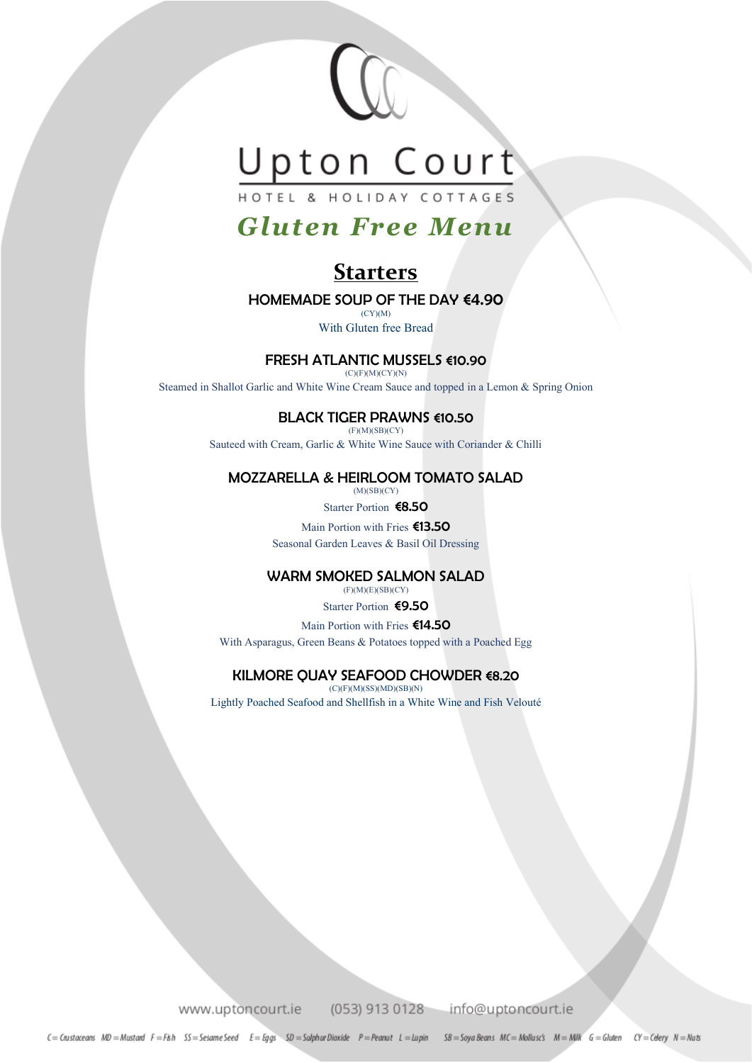# Upton Court

HOTEL & HOLIDAY COTTAGES

## *Gluten Free Menu*

## Starters

### HOMEMADE SOUP OF THE DAY €4.90

(CY)(M)

With Gluten free Bread

### FRESH ATLANTIC MUSSELS €10.90

(C)(F)(M)(CY)(N)

Steamed in Shallot Garlic and White Wine Cream Sauce and topped in a Lemon & Spring Onion

### BLACK TIGER PRAWNS €10.50

(F)(M)(SB)(CY)

Sauteed with Cream, Garlic & White Wine Sauce with Coriander & Chilli

### MOZZARELLA & HEIRLOOM TOMATO SALAD

(M)(SB)(CY)

Starter Portion **€8.50**

Main Portion with Fries **€13.50**

Seasonal Garden Leaves & Basil Oil Dressing

### WARM SMOKED SALMON SALAD

(F)(M)(E)(SB)(CY)

Starter Portion **€9.50**

Main Portion with Fries **€14.50**

With Asparagus, Green Beans & Potatoes topped with a Poached Egg

### KILMORE QUAY SEAFOOD CHOWDER €8.20

(C)(F)(M)(SS)(MD)(SB)(N)

Lightly Poached Seafood and Shellfish in a White Wine and Fish Velouté

www.uptoncourt.ie (053) 913 0128 info@uptoncourt.ie

C = Crustaceans MD = Mustard F = Fish SS = Sesame Seed E = Eggs SD = Sulphur Dioxide P = Peanut L = Lupin SB = Soya Beans MC = Molluscs M = Milk G = Gluten CY = Celery N = Nuts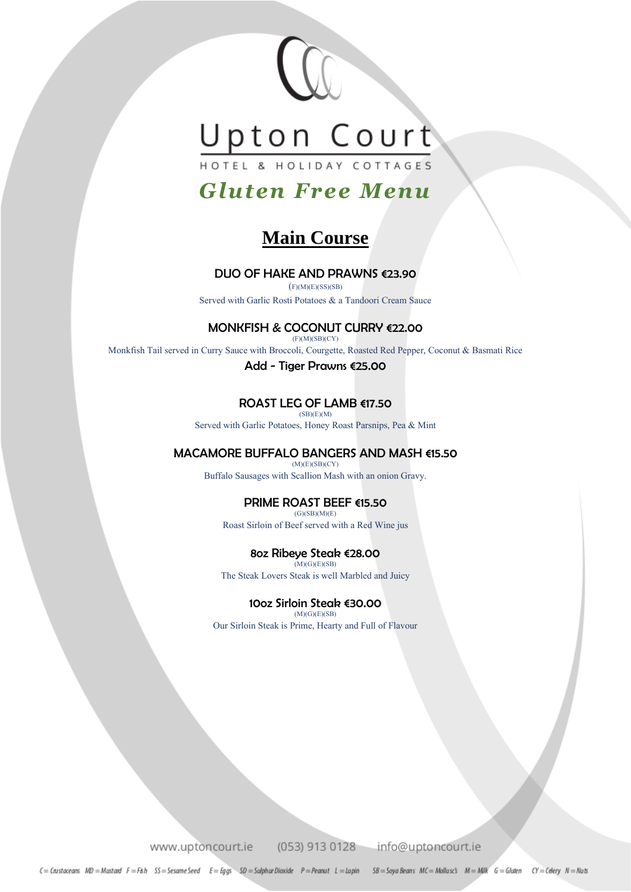# Upton Court

HOTEL & HOLIDAY COTTAGES

## *Gluten Free Menu*

## Main Course

### DUO OF HAKE AND PRAWNS €23.90

(F)(M)(E)(SS)(SB)

Served with Garlic Rosti Potatoes & a Tandoori Cream Sauce

### MONKFISH & COCONUT CURRY €22.00

(F)(M)(SB)(CY)

Monkfish Tail served in Curry Sauce with Broccoli, Courgette, Roasted Red Pepper, Coconut & Basmati Rice

**Add - Tiger Prawns €25.00**

### ROAST LEG OF LAMB €17.50

(SB)(E)(M)

Served with Garlic Potatoes, Honey Roast Parsnips, Pea & Mint

### MACAMORE BUFFALO BANGERS AND MASH €15.50

(M)(E)(SB)(CY)

Buffalo Sausages with Scallion Mash with an onion Gravy.

### PRIME ROAST BEEF €15.50

(G)(SB)(M)(E)

Roast Sirloin of Beef served with a Red Wine jus

### 8oz Ribeye Steak €28.00

(M)(G)(E)(SB)

The Steak Lovers Steak is well Marbled and Juicy

### 10oz Sirloin Steak €30.00

(M)(G)(E)(SB)

Our Sirloin Steak is Prime, Hearty and Full of Flavour

www.uptoncourt.ie (053) 913 0128 info@uptoncourt.ie

C = Crustaceans MD = Mustard F = Fish SS = Sesame Seed E = Eggs SD = Sulphur Dioxide P = Peanut L = Lupin SB = Soya Beans MC = Molluscs M = Milk G = Gluten CY = Celery N = Nuts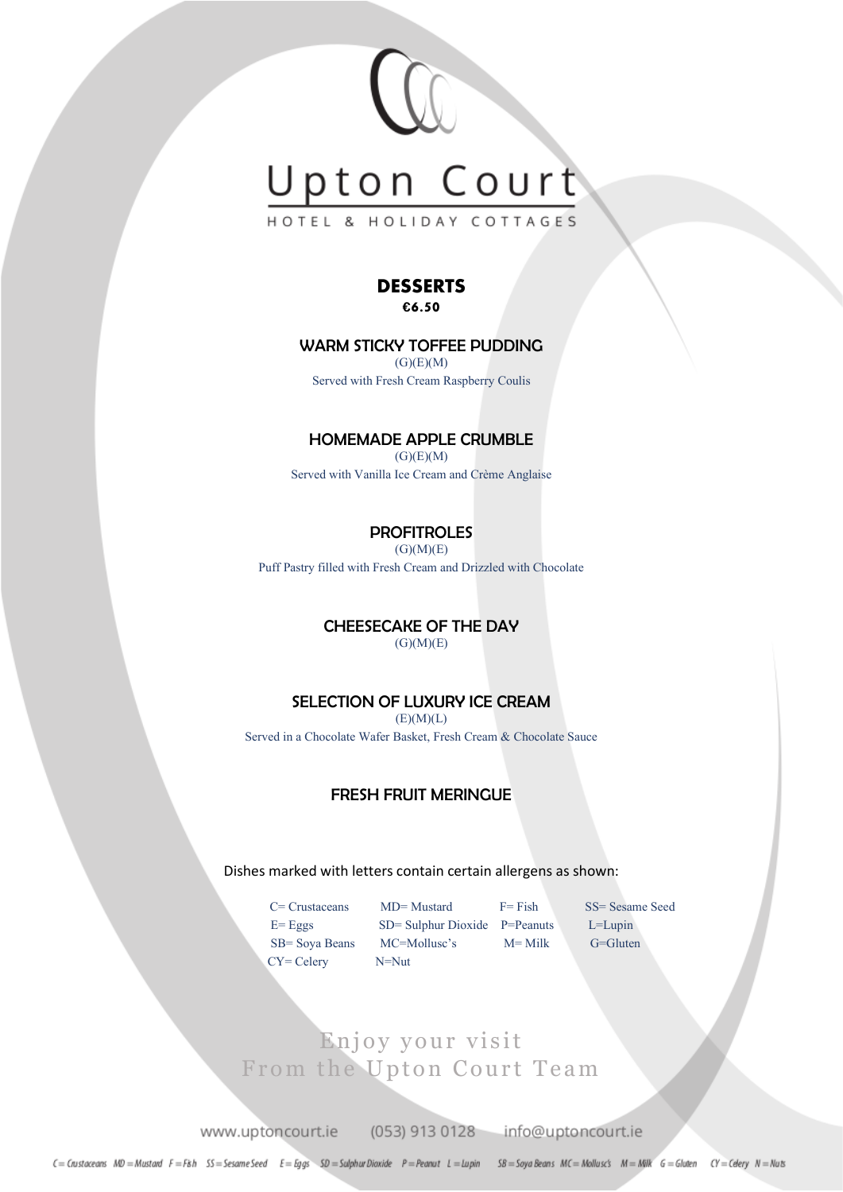# Upton Court

HOTEL & HOLIDAY COTTAGES

## DESSERTS

**€6.50**

### WARM STICKY TOFFEE PUDDING

(G)(E)(M)

Served with Fresh Cream Raspberry Coulis

### HOMEMADE APPLE CRUMBLE

(G)(E)(M)

Served with Vanilla Ice Cream and Crème Anglaise

### PROFITROLES

(G)(M)(E)

Puff Pastry filled with Fresh Cream and Drizzled with Chocolate

### CHEESECAKE OF THE DAY

(G)(M)(E)

### SELECTION OF LUXURY ICE CREAM

(E)(M)(L)

Served in a Chocolate Wafer Basket, Fresh Cream & Chocolate Sauce

### FRESH FRUIT MERINGUE

Dishes marked with letters contain certain allergens as shown:

| | | | |
|---|---|---|---|
| C= Crustaceans | MD= Mustard | F= Fish | SS= Sesame Seed |
| E= Eggs | SD= Sulphur Dioxide | P=Peanuts | L=Lupin |
| SB= Soya Beans | MC=Mollusc's | M= Milk | G=Gluten |
| CY= Celery | N=Nut | | |

Enjoy your visit
From the Upton Court Team

www.uptoncourt.ie (053) 913 0128 info@uptoncourt.ie

C = Crustaceans MD = Mustard F = Fish SS = Sesame Seed E = Eggs SD = Sulphur Dioxide P = Peanut L = Lupin SB = Soya Beans MC = Molluscs M = Milk G = Gluten CY = Celery N = Nuts